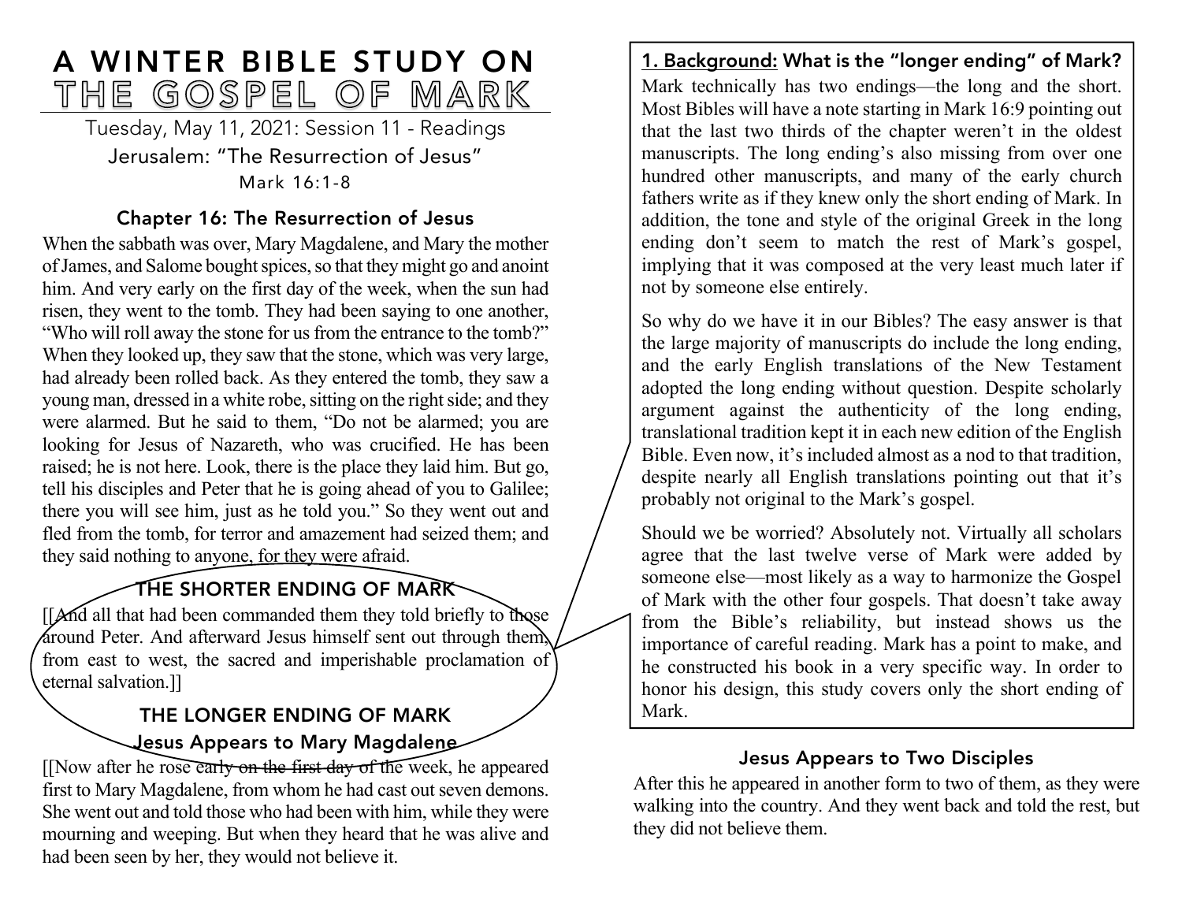# A WINTER BIBLE STUDY ON THE GOSPEL OF MARK

Tuesday, May 11, 2021: Session 11 - Readings

Jerusalem: "The Resurrection of Jesus"

Mark 16:1-8

### Chapter 16: The Resurrection of Jesus

When the sabbath was over, Mary Magdalene, and Mary the mother of James, and Salome bought spices, so that they might go and anoint him. And very early on the first day of the week, when the sun had risen, they went to the tomb. They had been saying to one another, "Who will roll away the stone for us from the entrance to the tomb?" When they looked up, they saw that the stone, which was very large, had already been rolled back. As they entered the tomb, they saw a young man, dressed in a white robe, sitting on the right side; and they were alarmed. But he said to them, "Do not be alarmed; you are looking for Jesus of Nazareth, who was crucified. He has been raised; he is not here. Look, there is the place they laid him. But go, tell his disciples and Peter that he is going ahead of you to Galilee; there you will see him, just as he told you." So they went out and fled from the tomb, for terror and amazement had seized them; and they said nothing to anyone, for they were afraid.

### THE SHORTER ENDING OF MARK

[[And all that had been commanded them they told briefly to those around Peter. And afterward Jesus himself sent out through them, from east to west, the sacred and imperishable proclamation of eternal salvation.]]

### THE LONGER ENDING OF MARK

### Jesus Appears to Mary Magdalene

[[Now after he rose early on the first day of the week, he appeared first to Mary Magdalene, from whom he had cast out seven demons. She went out and told those who had been with him, while they were mourning and weeping. But when they heard that he was alive and had been seen by her, they would not believe it.

### Jesus Appears to Two Disciples

After this he appeared in another form to two of them, as they were walking into the country. And they went back and told the rest, but they did not believe them.

---

**1. Background: What is the "longer ending" of Mark?**

Mark technically has two endings—the long and the short. Most Bibles will have a note starting in Mark 16:9 pointing out that the last two thirds of the chapter weren't in the oldest manuscripts. The long ending's also missing from over one hundred other manuscripts, and many of the early church fathers write as if they knew only the short ending of Mark. In addition, the tone and style of the original Greek in the long ending don't seem to match the rest of Mark's gospel, implying that it was composed at the very least much later if not by someone else entirely.

So why do we have it in our Bibles? The easy answer is that the large majority of manuscripts do include the long ending, and the early English translations of the New Testament adopted the long ending without question. Despite scholarly argument against the authenticity of the long ending, translational tradition kept it in each new edition of the English Bible. Even now, it's included almost as a nod to that tradition, despite nearly all English translations pointing out that it's probably not original to the Mark's gospel.

Should we be worried? Absolutely not. Virtually all scholars agree that the last twelve verse of Mark were added by someone else—most likely as a way to harmonize the Gospel of Mark with the other four gospels. That doesn't take away from the Bible's reliability, but instead shows us the importance of careful reading. Mark has a point to make, and he constructed his book in a very specific way. In order to honor his design, this study covers only the short ending of Mark.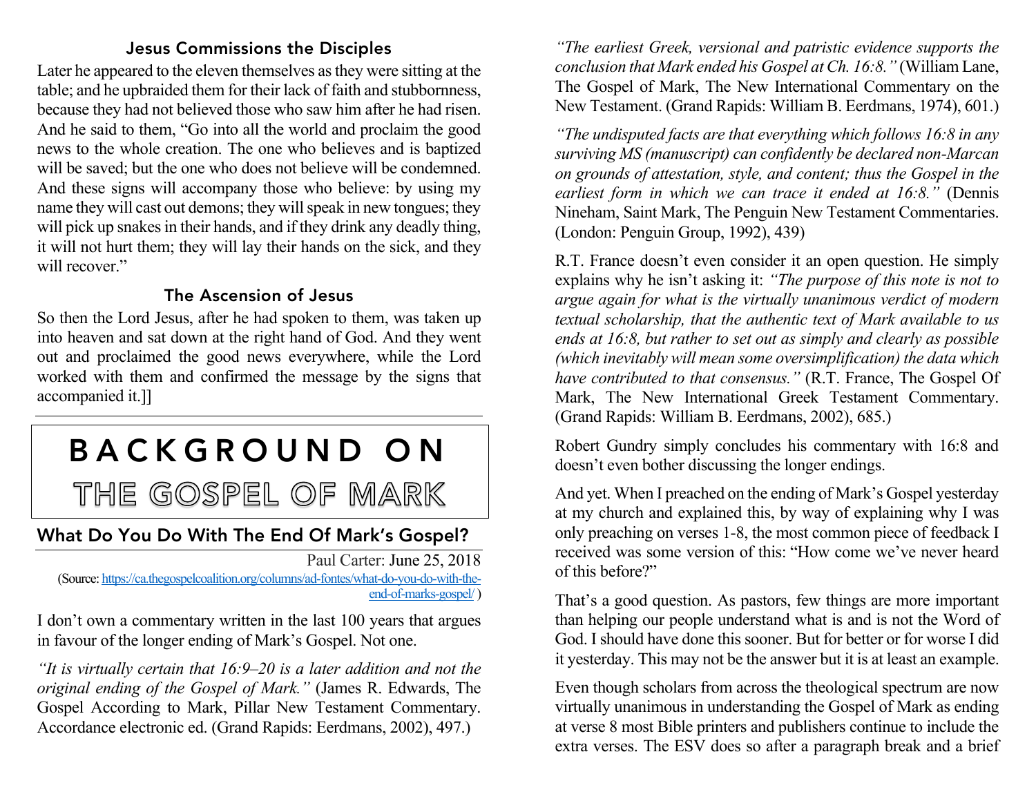### Jesus Commissions the Disciples

Later he appeared to the eleven themselves as they were sitting at the table; and he upbraided them for their lack of faith and stubbornness, because they had not believed those who saw him after he had risen. And he said to them, "Go into all the world and proclaim the good news to the whole creation. The one who believes and is baptized will be saved; but the one who does not believe will be condemned. And these signs will accompany those who believe: by using my name they will cast out demons; they will speak in new tongues; they will pick up snakes in their hands, and if they drink any deadly thing, it will not hurt them; they will lay their hands on the sick, and they will recover."

### The Ascension of Jesus

So then the Lord Jesus, after he had spoken to them, was taken up into heaven and sat down at the right hand of God. And they went out and proclaimed the good news everywhere, while the Lord worked with them and confirmed the message by the signs that accompanied it.]]

---

# BACKGROUND ON THE GOSPEL OF MARK

## What Do You Do With The End Of Mark's Gospel?

Paul Carter: June 25, 2018

(Source: https://ca.thegospelcoalition.org/columns/ad-fontes/what-do-you-do-with-the-end-of-marks-gospel/ )

I don't own a commentary written in the last 100 years that argues in favour of the longer ending of Mark's Gospel. Not one.

*"It is virtually certain that 16:9–20 is a later addition and not the original ending of the Gospel of Mark."* (James R. Edwards, The Gospel According to Mark, Pillar New Testament Commentary. Accordance electronic ed. (Grand Rapids: Eerdmans, 2002), 497.)

*"The earliest Greek, versional and patristic evidence supports the conclusion that Mark ended his Gospel at Ch. 16:8."* (William Lane, The Gospel of Mark, The New International Commentary on the New Testament. (Grand Rapids: William B. Eerdmans, 1974), 601.)

*"The undisputed facts are that everything which follows 16:8 in any surviving MS (manuscript) can confidently be declared non-Marcan on grounds of attestation, style, and content; thus the Gospel in the earliest form in which we can trace it ended at 16:8."* (Dennis Nineham, Saint Mark, The Penguin New Testament Commentaries. (London: Penguin Group, 1992), 439)

R.T. France doesn't even consider it an open question. He simply explains why he isn't asking it: *"The purpose of this note is not to argue again for what is the virtually unanimous verdict of modern textual scholarship, that the authentic text of Mark available to us ends at 16:8, but rather to set out as simply and clearly as possible (which inevitably will mean some oversimplification) the data which have contributed to that consensus."* (R.T. France, The Gospel Of Mark, The New International Greek Testament Commentary. (Grand Rapids: William B. Eerdmans, 2002), 685.)

Robert Gundry simply concludes his commentary with 16:8 and doesn't even bother discussing the longer endings.

And yet. When I preached on the ending of Mark's Gospel yesterday at my church and explained this, by way of explaining why I was only preaching on verses 1-8, the most common piece of feedback I received was some version of this: "How come we've never heard of this before?"

That's a good question. As pastors, few things are more important than helping our people understand what is and is not the Word of God. I should have done this sooner. But for better or for worse I did it yesterday. This may not be the answer but it is at least an example.

Even though scholars from across the theological spectrum are now virtually unanimous in understanding the Gospel of Mark as ending at verse 8 most Bible printers and publishers continue to include the extra verses. The ESV does so after a paragraph break and a brief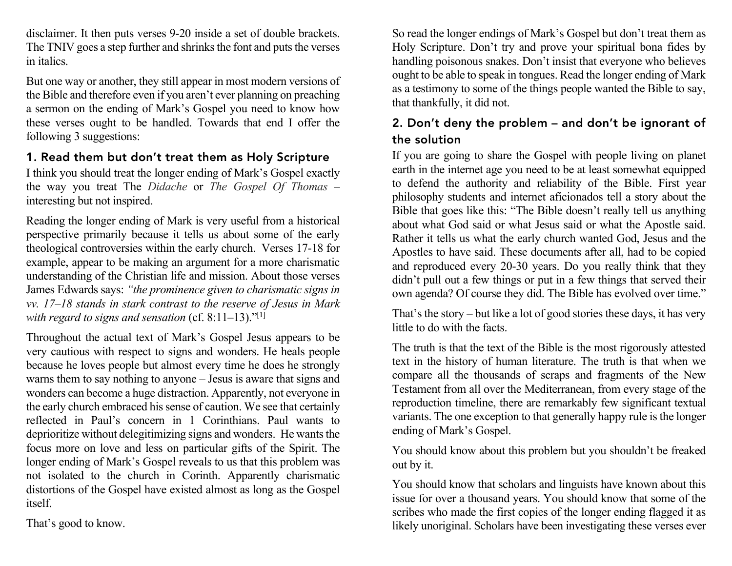disclaimer. It then puts verses 9-20 inside a set of double brackets. The TNIV goes a step further and shrinks the font and puts the verses in italics.

But one way or another, they still appear in most modern versions of the Bible and therefore even if you aren't ever planning on preaching a sermon on the ending of Mark's Gospel you need to know how these verses ought to be handled. Towards that end I offer the following 3 suggestions:

## 1. Read them but don't treat them as Holy Scripture

I think you should treat the longer ending of Mark's Gospel exactly the way you treat The *Didache* or *The Gospel Of Thomas* – interesting but not inspired.

Reading the longer ending of Mark is very useful from a historical perspective primarily because it tells us about some of the early theological controversies within the early church. Verses 17-18 for example, appear to be making an argument for a more charismatic understanding of the Christian life and mission. About those verses James Edwards says: *"the prominence given to charismatic signs in vv. 17–18 stands in stark contrast to the reserve of Jesus in Mark with regard to signs and sensation* (cf. 8:11–13)."[1]

Throughout the actual text of Mark's Gospel Jesus appears to be very cautious with respect to signs and wonders. He heals people because he loves people but almost every time he does he strongly warns them to say nothing to anyone – Jesus is aware that signs and wonders can become a huge distraction. Apparently, not everyone in the early church embraced his sense of caution. We see that certainly reflected in Paul's concern in 1 Corinthians. Paul wants to deprioritize without delegitimizing signs and wonders. He wants the focus more on love and less on particular gifts of the Spirit. The longer ending of Mark's Gospel reveals to us that this problem was not isolated to the church in Corinth. Apparently charismatic distortions of the Gospel have existed almost as long as the Gospel itself.

That's good to know.

So read the longer endings of Mark's Gospel but don't treat them as Holy Scripture. Don't try and prove your spiritual bona fides by handling poisonous snakes. Don't insist that everyone who believes ought to be able to speak in tongues. Read the longer ending of Mark as a testimony to some of the things people wanted the Bible to say, that thankfully, it did not.

## 2. Don't deny the problem – and don't be ignorant of the solution

If you are going to share the Gospel with people living on planet earth in the internet age you need to be at least somewhat equipped to defend the authority and reliability of the Bible. First year philosophy students and internet aficionados tell a story about the Bible that goes like this: "The Bible doesn't really tell us anything about what God said or what Jesus said or what the Apostle said. Rather it tells us what the early church wanted God, Jesus and the Apostles to have said. These documents after all, had to be copied and reproduced every 20-30 years. Do you really think that they didn't pull out a few things or put in a few things that served their own agenda? Of course they did. The Bible has evolved over time."

That's the story – but like a lot of good stories these days, it has very little to do with the facts.

The truth is that the text of the Bible is the most rigorously attested text in the history of human literature. The truth is that when we compare all the thousands of scraps and fragments of the New Testament from all over the Mediterranean, from every stage of the reproduction timeline, there are remarkably few significant textual variants. The one exception to that generally happy rule is the longer ending of Mark's Gospel.

You should know about this problem but you shouldn't be freaked out by it.

You should know that scholars and linguists have known about this issue for over a thousand years. You should know that some of the scribes who made the first copies of the longer ending flagged it as likely unoriginal. Scholars have been investigating these verses ever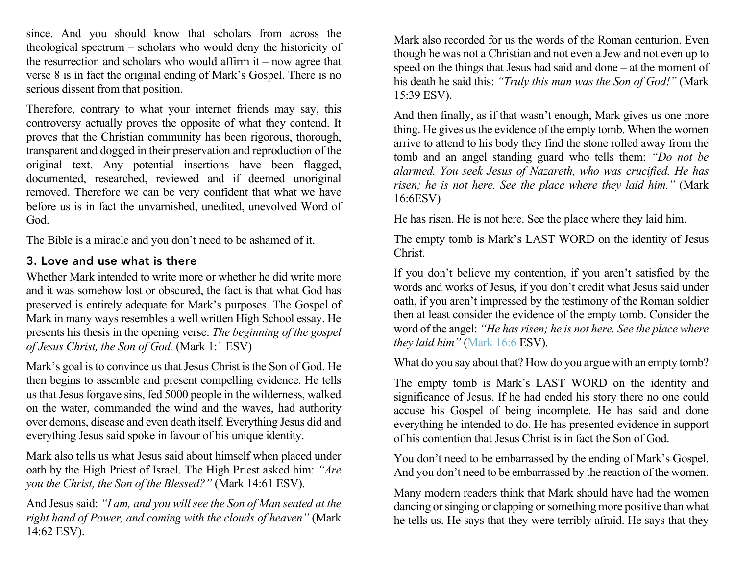since. And you should know that scholars from across the theological spectrum – scholars who would deny the historicity of the resurrection and scholars who would affirm it – now agree that verse 8 is in fact the original ending of Mark's Gospel. There is no serious dissent from that position.

Therefore, contrary to what your internet friends may say, this controversy actually proves the opposite of what they contend. It proves that the Christian community has been rigorous, thorough, transparent and dogged in their preservation and reproduction of the original text. Any potential insertions have been flagged, documented, researched, reviewed and if deemed unoriginal removed. Therefore we can be very confident that what we have before us is in fact the unvarnished, unedited, unevolved Word of God.

The Bible is a miracle and you don't need to be ashamed of it.

### 3. Love and use what is there

Whether Mark intended to write more or whether he did write more and it was somehow lost or obscured, the fact is that what God has preserved is entirely adequate for Mark's purposes. The Gospel of Mark in many ways resembles a well written High School essay. He presents his thesis in the opening verse: *The beginning of the gospel of Jesus Christ, the Son of God.* (Mark 1:1 ESV)

Mark's goal is to convince us that Jesus Christ is the Son of God. He then begins to assemble and present compelling evidence. He tells us that Jesus forgave sins, fed 5000 people in the wilderness, walked on the water, commanded the wind and the waves, had authority over demons, disease and even death itself. Everything Jesus did and everything Jesus said spoke in favour of his unique identity.

Mark also tells us what Jesus said about himself when placed under oath by the High Priest of Israel. The High Priest asked him: *"Are you the Christ, the Son of the Blessed?"* (Mark 14:61 ESV).

And Jesus said: *"I am, and you will see the Son of Man seated at the right hand of Power, and coming with the clouds of heaven"* (Mark 14:62 ESV).

Mark also recorded for us the words of the Roman centurion. Even though he was not a Christian and not even a Jew and not even up to speed on the things that Jesus had said and done – at the moment of his death he said this: *"Truly this man was the Son of God!"* (Mark 15:39 ESV).

And then finally, as if that wasn't enough, Mark gives us one more thing. He gives us the evidence of the empty tomb. When the women arrive to attend to his body they find the stone rolled away from the tomb and an angel standing guard who tells them: *"Do not be alarmed. You seek Jesus of Nazareth, who was crucified. He has risen; he is not here. See the place where they laid him."* (Mark 16:6ESV)

He has risen. He is not here. See the place where they laid him.

The empty tomb is Mark's LAST WORD on the identity of Jesus Christ.

If you don't believe my contention, if you aren't satisfied by the words and works of Jesus, if you don't credit what Jesus said under oath, if you aren't impressed by the testimony of the Roman soldier then at least consider the evidence of the empty tomb. Consider the word of the angel: *"He has risen; he is not here. See the place where they laid him"* (Mark 16:6 ESV).

What do you say about that? How do you argue with an empty tomb?

The empty tomb is Mark's LAST WORD on the identity and significance of Jesus. If he had ended his story there no one could accuse his Gospel of being incomplete. He has said and done everything he intended to do. He has presented evidence in support of his contention that Jesus Christ is in fact the Son of God.

You don't need to be embarrassed by the ending of Mark's Gospel. And you don't need to be embarrassed by the reaction of the women.

Many modern readers think that Mark should have had the women dancing or singing or clapping or something more positive than what he tells us. He says that they were terribly afraid. He says that they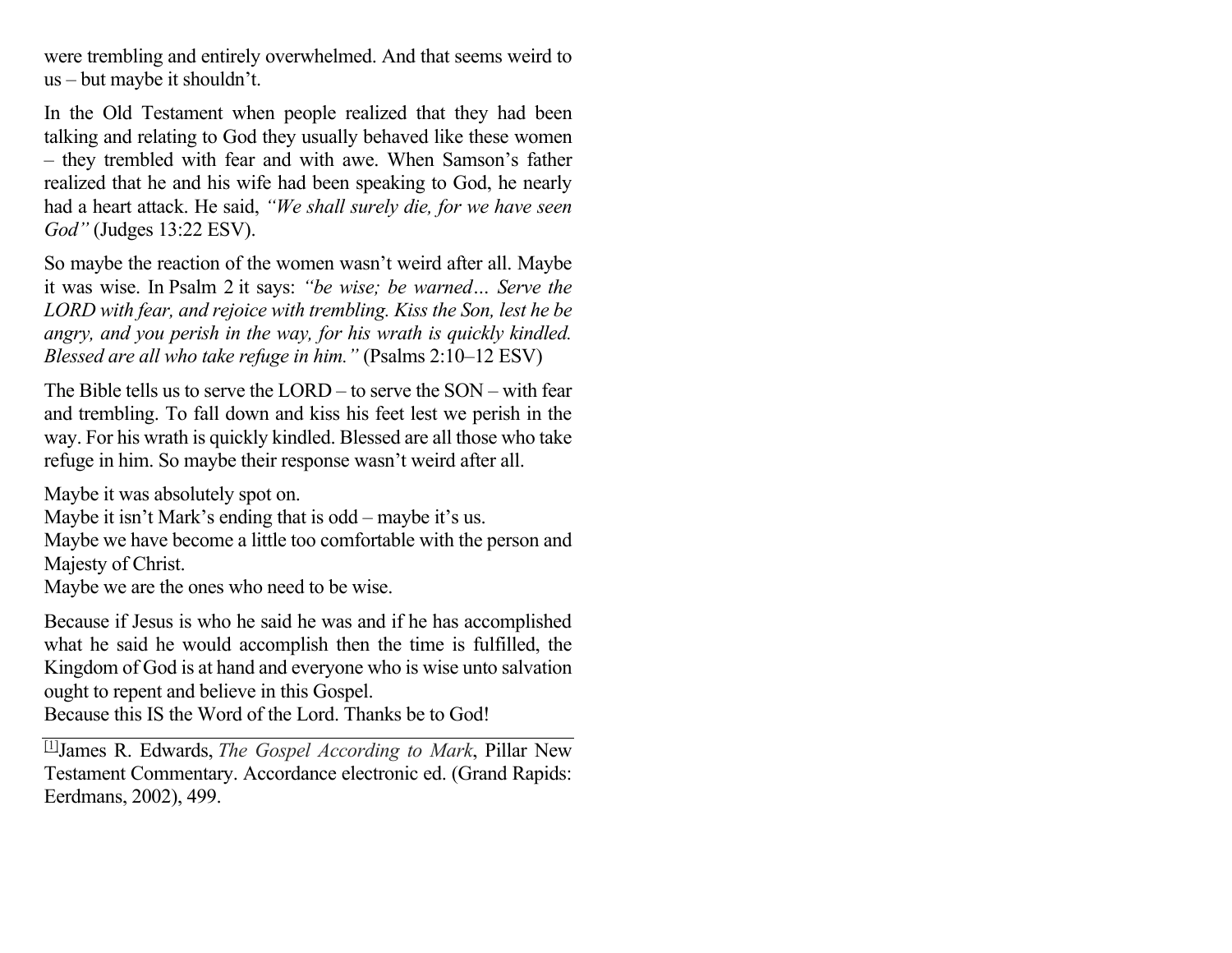were trembling and entirely overwhelmed. And that seems weird to us – but maybe it shouldn't.

In the Old Testament when people realized that they had been talking and relating to God they usually behaved like these women – they trembled with fear and with awe. When Samson's father realized that he and his wife had been speaking to God, he nearly had a heart attack. He said, *"We shall surely die, for we have seen God"* (Judges 13:22 ESV).

So maybe the reaction of the women wasn't weird after all. Maybe it was wise. In Psalm 2 it says: *"be wise; be warned… Serve the LORD with fear, and rejoice with trembling. Kiss the Son, lest he be angry, and you perish in the way, for his wrath is quickly kindled. Blessed are all who take refuge in him."* (Psalms 2:10–12 ESV)

The Bible tells us to serve the LORD – to serve the SON – with fear and trembling. To fall down and kiss his feet lest we perish in the way. For his wrath is quickly kindled. Blessed are all those who take refuge in him. So maybe their response wasn't weird after all.

Maybe it was absolutely spot on.
Maybe it isn't Mark's ending that is odd – maybe it's us.
Maybe we have become a little too comfortable with the person and Majesty of Christ.
Maybe we are the ones who need to be wise.

Because if Jesus is who he said he was and if he has accomplished what he said he would accomplish then the time is fulfilled, the Kingdom of God is at hand and everyone who is wise unto salvation ought to repent and believe in this Gospel.
Because this IS the Word of the Lord. Thanks be to God!

---

[1] James R. Edwards, *The Gospel According to Mark*, Pillar New Testament Commentary. Accordance electronic ed. (Grand Rapids: Eerdmans, 2002), 499.